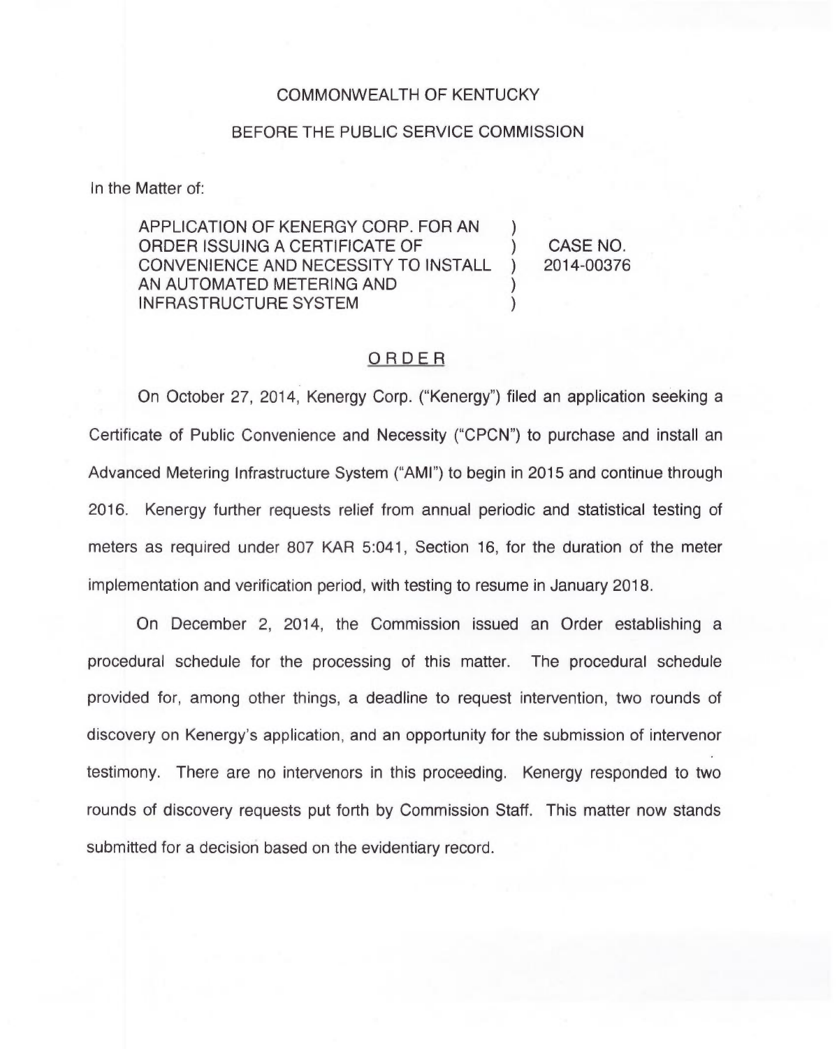COMMONWEALTH OF KENTUCKY

BEFORE THE PUBLIC SERVICE COMMISSION

In the Matter of:

| | | |
|---|---|---|
| APPLICATION OF KENERGY CORP. FOR AN ORDER ISSUING A CERTIFICATE OF CONVENIENCE AND NECESSITY TO INSTALL AN AUTOMATED METERING AND INFRASTRUCTURE SYSTEM | ) ) ) ) ) | CASE NO. 2014-00376 |

## ORDER

On October 27, 2014, Kenergy Corp. ("Kenergy") filed an application seeking a Certificate of Public Convenience and Necessity ("CPCN") to purchase and install an Advanced Metering Infrastructure System ("AMI") to begin in 2015 and continue through 2016. Kenergy further requests relief from annual periodic and statistical testing of meters as required under 807 KAR 5:041, Section 16, for the duration of the meter implementation and verification period, with testing to resume in January 2018.

On December 2, 2014, the Commission issued an Order establishing a procedural schedule for the processing of this matter. The procedural schedule provided for, among other things, a deadline to request intervention, two rounds of discovery on Kenergy's application, and an opportunity for the submission of intervenor testimony. There are no intervenors in this proceeding. Kenergy responded to two rounds of discovery requests put forth by Commission Staff. This matter now stands submitted for a decision based on the evidentiary record.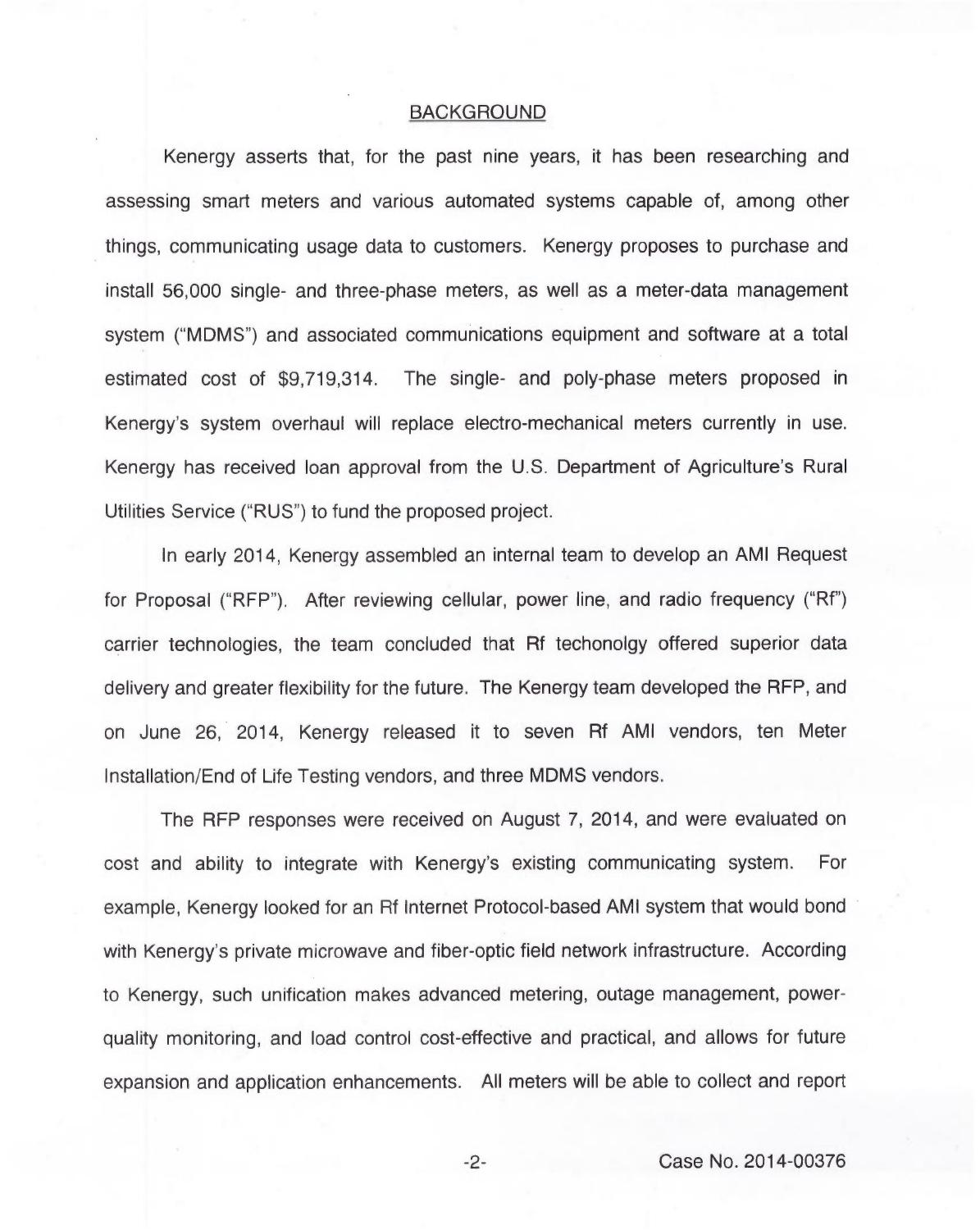## BACKGROUND

Kenergy asserts that, for the past nine years, it has been researching and assessing smart meters and various automated systems capable of, among other things, communicating usage data to customers. Kenergy proposes to purchase and install 56,000 single- and three-phase meters, as well as a meter-data management system ("MDMS") and associated communications equipment and software at a total estimated cost of $9,719,314. The single- and poly-phase meters proposed in Kenergy's system overhaul will replace electro-mechanical meters currently in use. Kenergy has received loan approval from the U.S. Department of Agriculture's Rural Utilities Service ("RUS") to fund the proposed project.

In early 2014, Kenergy assembled an internal team to develop an AMI Request for Proposal ("RFP"). After reviewing cellular, power line, and radio frequency ("Rf") carrier technologies, the team concluded that Rf techonolgy offered superior data delivery and greater flexibility for the future. The Kenergy team developed the RFP, and on June 26, 2014, Kenergy released it to seven Rf AMI vendors, ten Meter Installation/End of Life Testing vendors, and three MDMS vendors.

The RFP responses were received on August 7, 2014, and were evaluated on cost and ability to integrate with Kenergy's existing communicating system. For example, Kenergy looked for an Rf Internet Protocol-based AMI system that would bond with Kenergy's private microwave and fiber-optic field network infrastructure. According to Kenergy, such unification makes advanced metering, outage management, power-quality monitoring, and load control cost-effective and practical, and allows for future expansion and application enhancements. All meters will be able to collect and report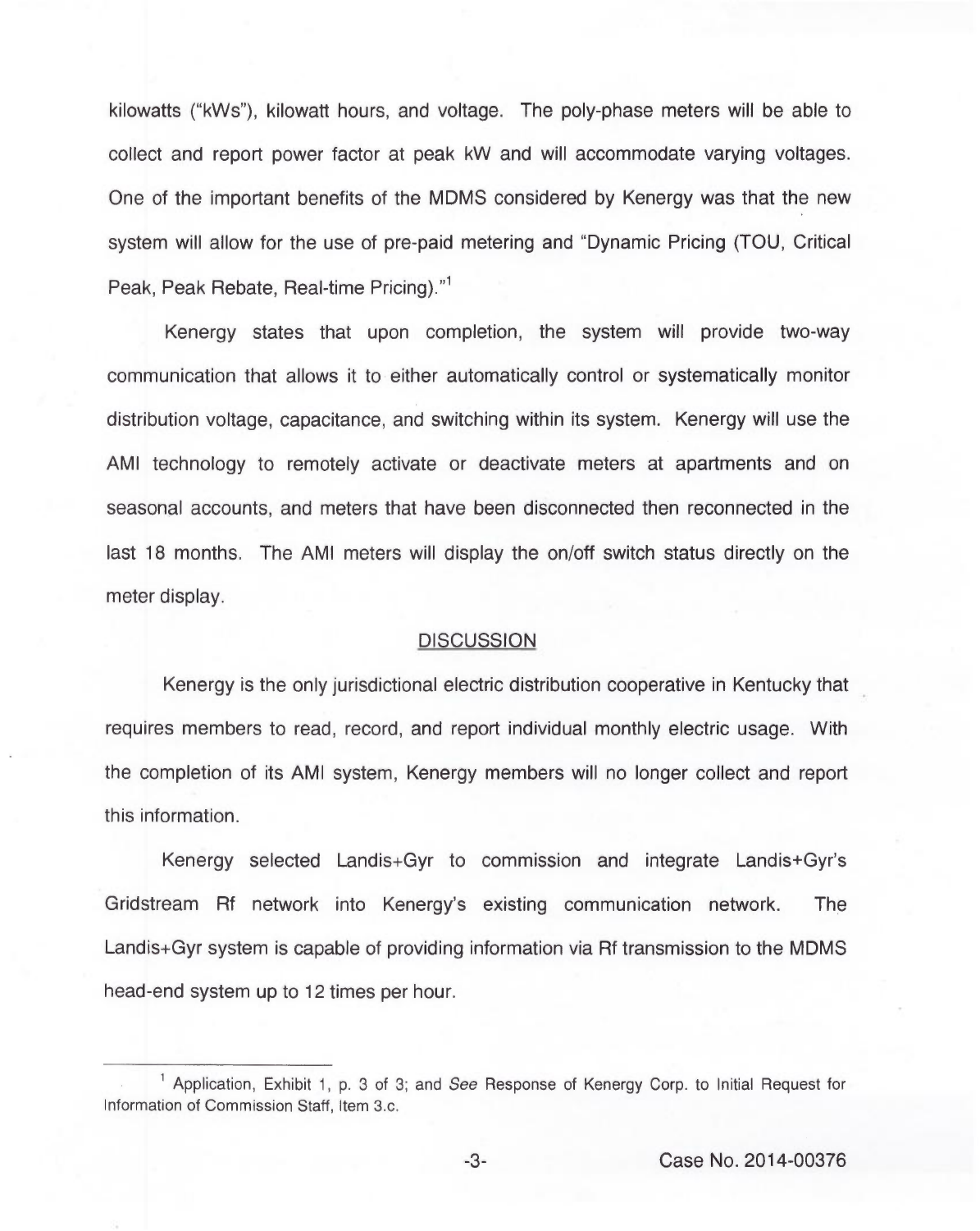kilowatts ("kWs"), kilowatt hours, and voltage. The poly-phase meters will be able to collect and report power factor at peak kW and will accommodate varying voltages. One of the important benefits of the MDMS considered by Kenergy was that the new system will allow for the use of pre-paid metering and "Dynamic Pricing (TOU, Critical Peak, Peak Rebate, Real-time Pricing)."[1]

Kenergy states that upon completion, the system will provide two-way communication that allows it to either automatically control or systematically monitor distribution voltage, capacitance, and switching within its system. Kenergy will use the AMI technology to remotely activate or deactivate meters at apartments and on seasonal accounts, and meters that have been disconnected then reconnected in the last 18 months. The AMI meters will display the on/off switch status directly on the meter display.

## DISCUSSION

Kenergy is the only jurisdictional electric distribution cooperative in Kentucky that requires members to read, record, and report individual monthly electric usage. With the completion of its AMI system, Kenergy members will no longer collect and report this information.

Kenergy selected Landis+Gyr to commission and integrate Landis+Gyr's Gridstream Rf network into Kenergy's existing communication network. The Landis+Gyr system is capable of providing information via Rf transmission to the MDMS head-end system up to 12 times per hour.

---

[1] Application, Exhibit 1, p. 3 of 3; and *See* Response of Kenergy Corp. to Initial Request for Information of Commission Staff, Item 3.c.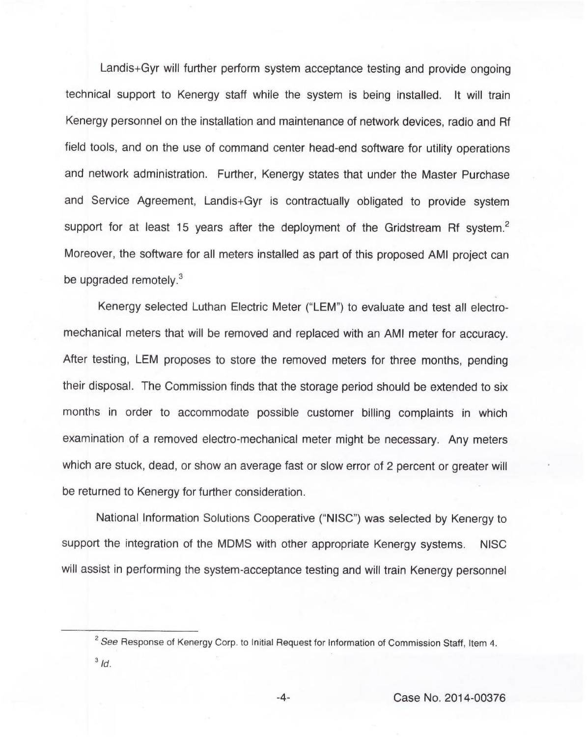Landis+Gyr will further perform system acceptance testing and provide ongoing technical support to Kenergy staff while the system is being installed. It will train Kenergy personnel on the installation and maintenance of network devices, radio and Rf field tools, and on the use of command center head-end software for utility operations and network administration. Further, Kenergy states that under the Master Purchase and Service Agreement, Landis+Gyr is contractually obligated to provide system support for at least 15 years after the deployment of the Gridstream Rf system.[2] Moreover, the software for all meters installed as part of this proposed AMI project can be upgraded remotely.[3]

Kenergy selected Luthan Electric Meter ("LEM") to evaluate and test all electro-mechanical meters that will be removed and replaced with an AMI meter for accuracy. After testing, LEM proposes to store the removed meters for three months, pending their disposal. The Commission finds that the storage period should be extended to six months in order to accommodate possible customer billing complaints in which examination of a removed electro-mechanical meter might be necessary. Any meters which are stuck, dead, or show an average fast or slow error of 2 percent or greater will be returned to Kenergy for further consideration.

National Information Solutions Cooperative ("NISC") was selected by Kenergy to support the integration of the MDMS with other appropriate Kenergy systems. NISC will assist in performing the system-acceptance testing and will train Kenergy personnel

---

[2] *See* Response of Kenergy Corp. to Initial Request for Information of Commission Staff, Item 4.

[3] *Id.*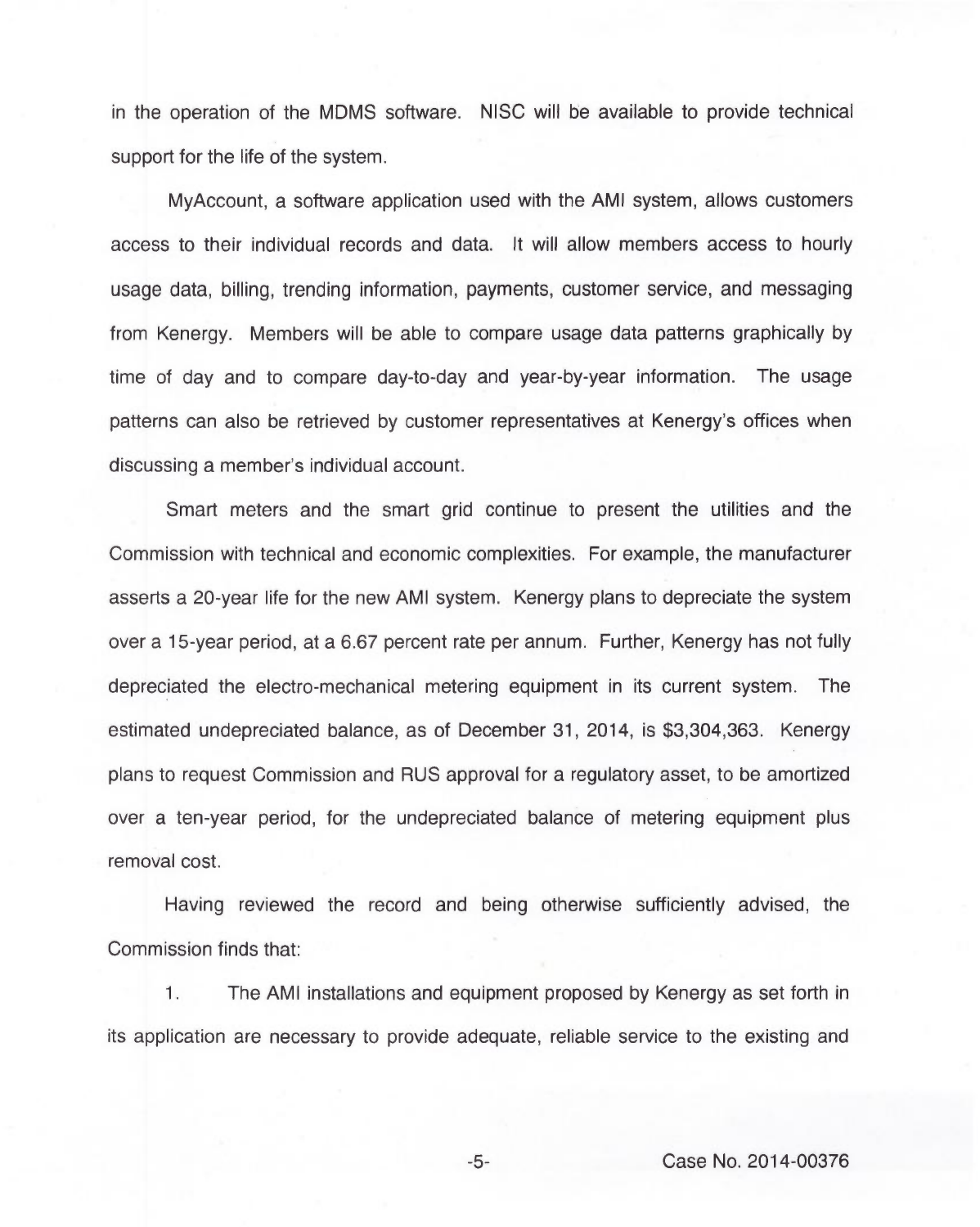in the operation of the MDMS software. NISC will be available to provide technical support for the life of the system.

MyAccount, a software application used with the AMI system, allows customers access to their individual records and data. It will allow members access to hourly usage data, billing, trending information, payments, customer service, and messaging from Kenergy. Members will be able to compare usage data patterns graphically by time of day and to compare day-to-day and year-by-year information. The usage patterns can also be retrieved by customer representatives at Kenergy's offices when discussing a member's individual account.

Smart meters and the smart grid continue to present the utilities and the Commission with technical and economic complexities. For example, the manufacturer asserts a 20-year life for the new AMI system. Kenergy plans to depreciate the system over a 15-year period, at a 6.67 percent rate per annum. Further, Kenergy has not fully depreciated the electro-mechanical metering equipment in its current system. The estimated undepreciated balance, as of December 31, 2014, is $3,304,363. Kenergy plans to request Commission and RUS approval for a regulatory asset, to be amortized over a ten-year period, for the undepreciated balance of metering equipment plus removal cost.

Having reviewed the record and being otherwise sufficiently advised, the Commission finds that:

1. The AMI installations and equipment proposed by Kenergy as set forth in its application are necessary to provide adequate, reliable service to the existing and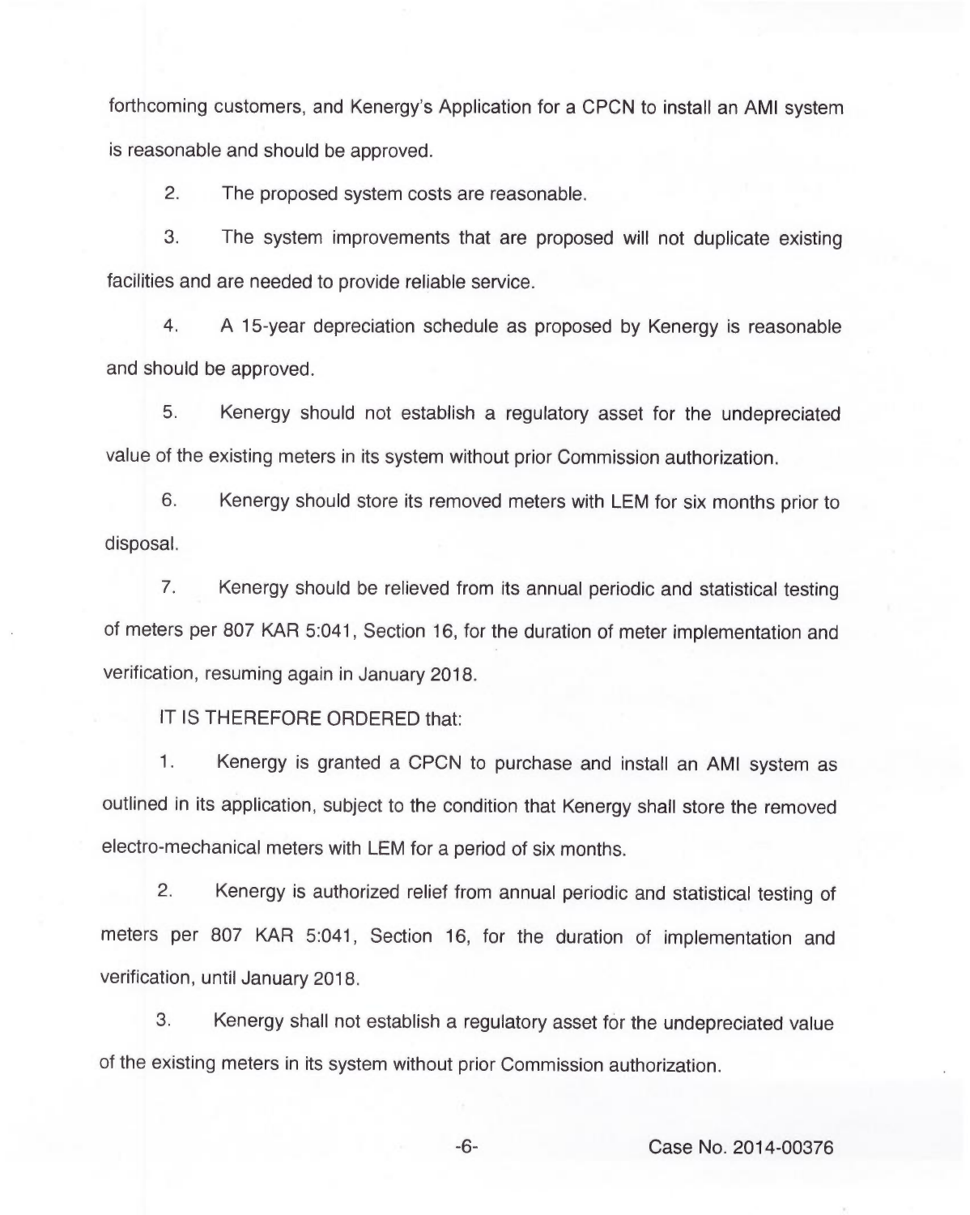forthcoming customers, and Kenergy's Application for a CPCN to install an AMI system is reasonable and should be approved.

2. The proposed system costs are reasonable.

3. The system improvements that are proposed will not duplicate existing facilities and are needed to provide reliable service.

4. A 15-year depreciation schedule as proposed by Kenergy is reasonable and should be approved.

5. Kenergy should not establish a regulatory asset for the undepreciated value of the existing meters in its system without prior Commission authorization.

6. Kenergy should store its removed meters with LEM for six months prior to disposal.

7. Kenergy should be relieved from its annual periodic and statistical testing of meters per 807 KAR 5:041, Section 16, for the duration of meter implementation and verification, resuming again in January 2018.

IT IS THEREFORE ORDERED that:

1. Kenergy is granted a CPCN to purchase and install an AMI system as outlined in its application, subject to the condition that Kenergy shall store the removed electro-mechanical meters with LEM for a period of six months.

2. Kenergy is authorized relief from annual periodic and statistical testing of meters per 807 KAR 5:041, Section 16, for the duration of implementation and verification, until January 2018.

3. Kenergy shall not establish a regulatory asset for the undepreciated value of the existing meters in its system without prior Commission authorization.

Case No. 2014-00376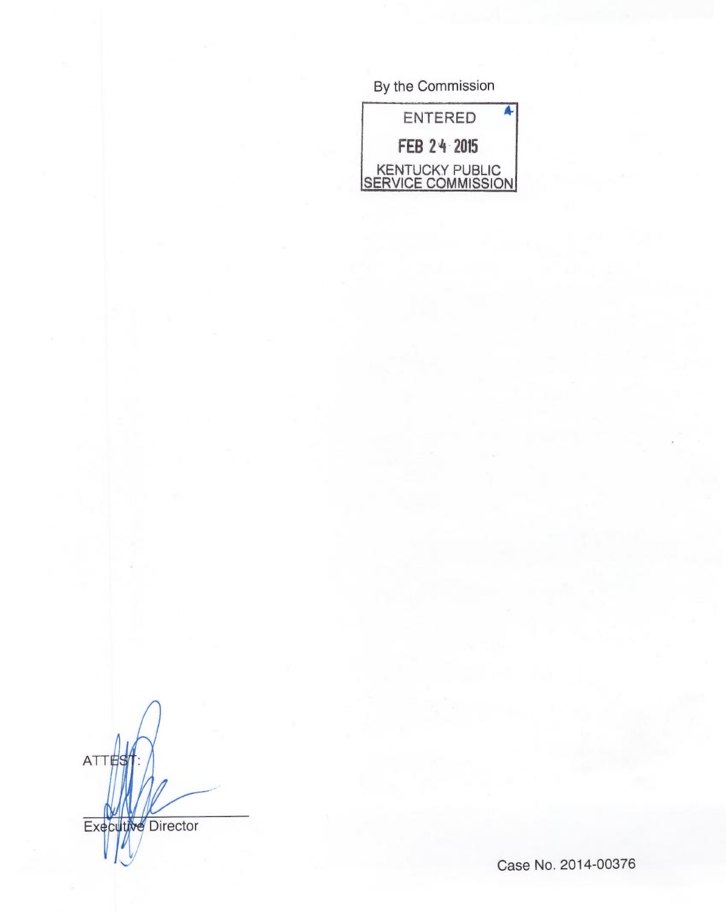By the Commission

ENTERED

FEB 24 2015

KENTUCKY PUBLIC
SERVICE COMMISSION

ATTEST:

Executive Director

Case No. 2014-00376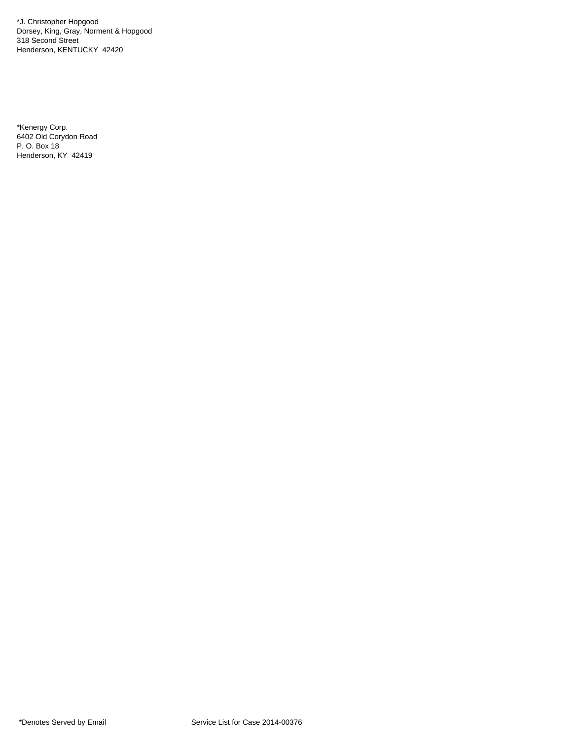*J. Christopher Hopgood
Dorsey, King, Gray, Norment & Hopgood
318 Second Street
Henderson, KENTUCKY 42420

*Kenergy Corp.
6402 Old Corydon Road
P. O. Box 18
Henderson, KY 42419